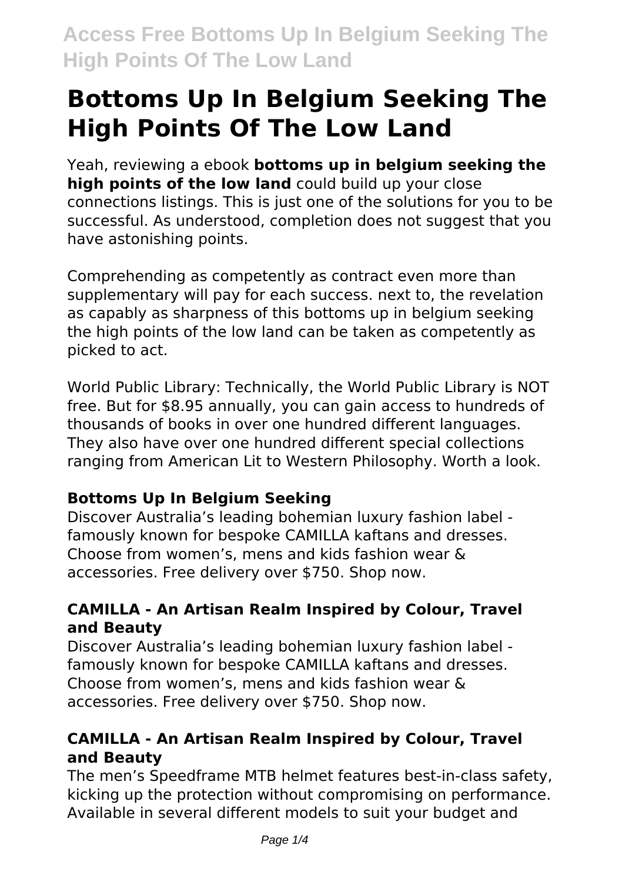# Bottoms Up In Belgium Seeking The High Points Of The Low Land

Yeah, reviewing a ebook **bottoms up in belgium seeking the high points of the low land** could build up your close connections listings. This is just one of the solutions for you to be successful. As understood, completion does not suggest that you have astonishing points.

Comprehending as competently as contract even more than supplementary will pay for each success. next to, the revelation as capably as sharpness of this bottoms up in belgium seeking the high points of the low land can be taken as competently as picked to act.

World Public Library: Technically, the World Public Library is NOT free. But for $8.95 annually, you can gain access to hundreds of thousands of books in over one hundred different languages. They also have over one hundred different special collections ranging from American Lit to Western Philosophy. Worth a look.

### Bottoms Up In Belgium Seeking

Discover Australia's leading bohemian luxury fashion label - famously known for bespoke CAMILLA kaftans and dresses. Choose from women's, mens and kids fashion wear & accessories. Free delivery over $750. Shop now.

### CAMILLA - An Artisan Realm Inspired by Colour, Travel and Beauty

Discover Australia's leading bohemian luxury fashion label - famously known for bespoke CAMILLA kaftans and dresses. Choose from women's, mens and kids fashion wear & accessories. Free delivery over $750. Shop now.

### CAMILLA - An Artisan Realm Inspired by Colour, Travel and Beauty

The men's Speedframe MTB helmet features best-in-class safety, kicking up the protection without compromising on performance. Available in several different models to suit your budget and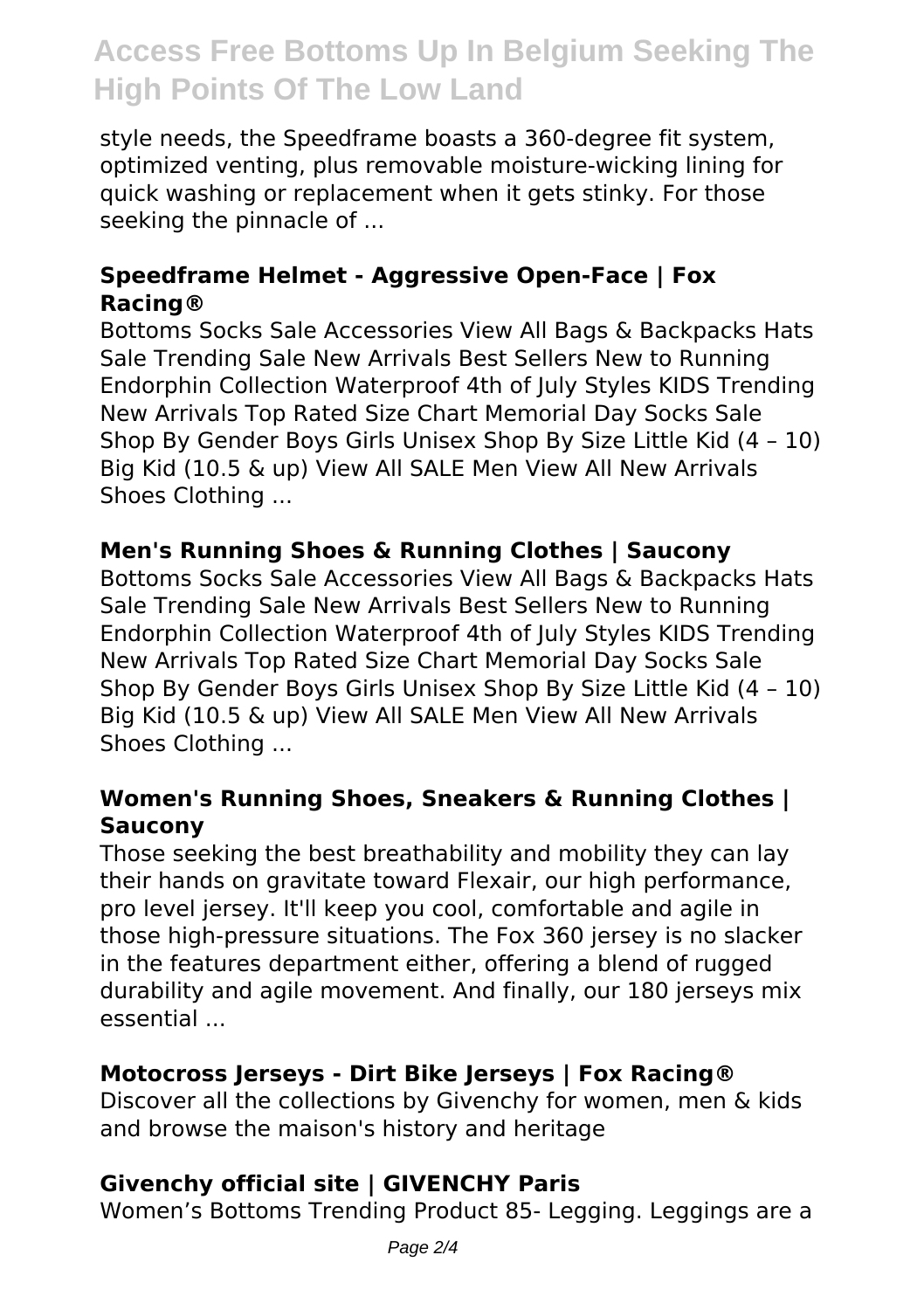style needs, the Speedframe boasts a 360-degree fit system, optimized venting, plus removable moisture-wicking lining for quick washing or replacement when it gets stinky. For those seeking the pinnacle of ...

### Speedframe Helmet - Aggressive Open-Face | Fox Racing®

Bottoms Socks Sale Accessories View All Bags & Backpacks Hats Sale Trending Sale New Arrivals Best Sellers New to Running Endorphin Collection Waterproof 4th of July Styles KIDS Trending New Arrivals Top Rated Size Chart Memorial Day Socks Sale Shop By Gender Boys Girls Unisex Shop By Size Little Kid (4 – 10) Big Kid (10.5 & up) View All SALE Men View All New Arrivals Shoes Clothing ...

### Men's Running Shoes & Running Clothes | Saucony

Bottoms Socks Sale Accessories View All Bags & Backpacks Hats Sale Trending Sale New Arrivals Best Sellers New to Running Endorphin Collection Waterproof 4th of July Styles KIDS Trending New Arrivals Top Rated Size Chart Memorial Day Socks Sale Shop By Gender Boys Girls Unisex Shop By Size Little Kid (4 – 10) Big Kid (10.5 & up) View All SALE Men View All New Arrivals Shoes Clothing ...

### Women's Running Shoes, Sneakers & Running Clothes | Saucony

Those seeking the best breathability and mobility they can lay their hands on gravitate toward Flexair, our high performance, pro level jersey. It'll keep you cool, comfortable and agile in those high-pressure situations. The Fox 360 jersey is no slacker in the features department either, offering a blend of rugged durability and agile movement. And finally, our 180 jerseys mix essential ...

### Motocross Jerseys - Dirt Bike Jerseys | Fox Racing®

Discover all the collections by Givenchy for women, men & kids and browse the maison's history and heritage

### Givenchy official site | GIVENCHY Paris

Women's Bottoms Trending Product 85- Legging. Leggings are a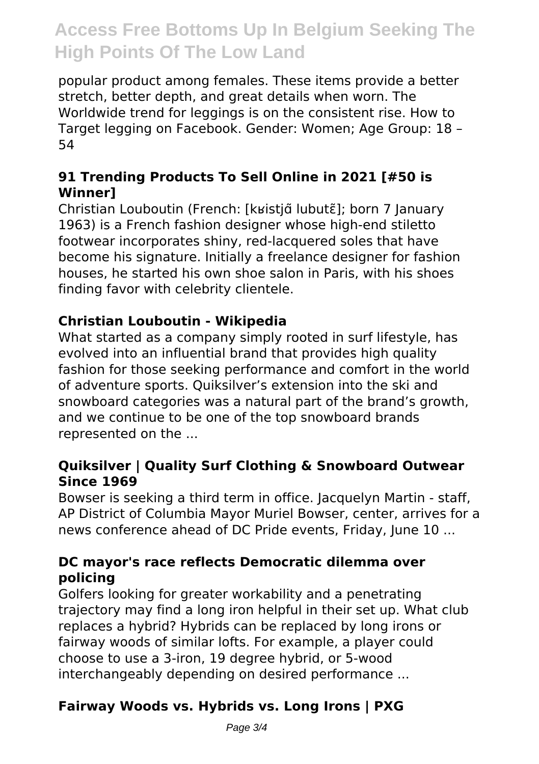popular product among females. These items provide a better stretch, better depth, and great details when worn. The Worldwide trend for leggings is on the consistent rise. How to Target legging on Facebook. Gender: Women; Age Group: 18 – 54

## 91 Trending Products To Sell Online in 2021 [#50 is Winner]

Christian Louboutin (French: [kʁistjɑ̃ lubutɛ̃]; born 7 January 1963) is a French fashion designer whose high-end stiletto footwear incorporates shiny, red-lacquered soles that have become his signature. Initially a freelance designer for fashion houses, he started his own shoe salon in Paris, with his shoes finding favor with celebrity clientele.

## Christian Louboutin - Wikipedia

What started as a company simply rooted in surf lifestyle, has evolved into an influential brand that provides high quality fashion for those seeking performance and comfort in the world of adventure sports. Quiksilver's extension into the ski and snowboard categories was a natural part of the brand's growth, and we continue to be one of the top snowboard brands represented on the ...

## Quiksilver | Quality Surf Clothing & Snowboard Outwear Since 1969

Bowser is seeking a third term in office. Jacquelyn Martin - staff, AP District of Columbia Mayor Muriel Bowser, center, arrives for a news conference ahead of DC Pride events, Friday, June 10 ...

## DC mayor's race reflects Democratic dilemma over policing

Golfers looking for greater workability and a penetrating trajectory may find a long iron helpful in their set up. What club replaces a hybrid? Hybrids can be replaced by long irons or fairway woods of similar lofts. For example, a player could choose to use a 3-iron, 19 degree hybrid, or 5-wood interchangeably depending on desired performance ...

## Fairway Woods vs. Hybrids vs. Long Irons | PXG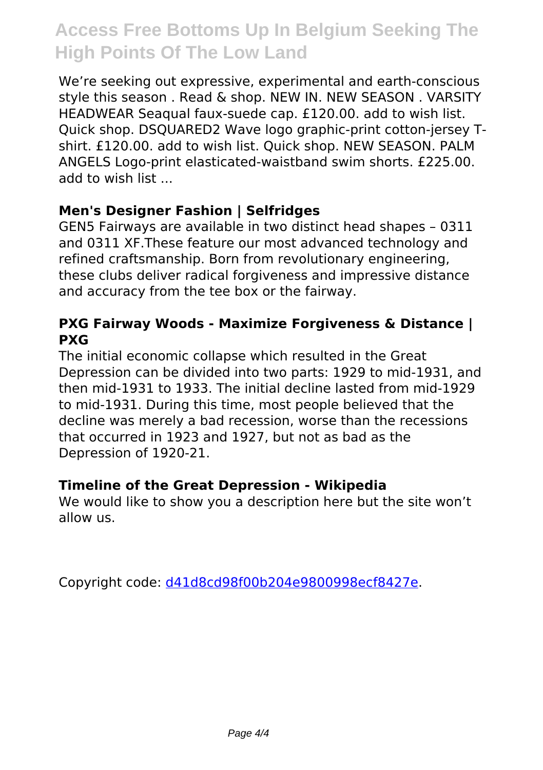We’re seeking out expressive, experimental and earth-conscious style this season . Read & shop. NEW IN. NEW SEASON . VARSITY HEADWEAR Seaqual faux-suede cap. £120.00. add to wish list. Quick shop. DSQUARED2 Wave logo graphic-print cotton-jersey T-shirt. £120.00. add to wish list. Quick shop. NEW SEASON. PALM ANGELS Logo-print elasticated-waistband swim shorts. £225.00. add to wish list ...

**Men's Designer Fashion | Selfridges**

GEN5 Fairways are available in two distinct head shapes – 0311 and 0311 XF.These feature our most advanced technology and refined craftsmanship. Born from revolutionary engineering, these clubs deliver radical forgiveness and impressive distance and accuracy from the tee box or the fairway.

**PXG Fairway Woods - Maximize Forgiveness & Distance | PXG**

The initial economic collapse which resulted in the Great Depression can be divided into two parts: 1929 to mid-1931, and then mid-1931 to 1933. The initial decline lasted from mid-1929 to mid-1931. During this time, most people believed that the decline was merely a bad recession, worse than the recessions that occurred in 1923 and 1927, but not as bad as the Depression of 1920-21.

**Timeline of the Great Depression - Wikipedia**

We would like to show you a description here but the site won’t allow us.

Copyright code: d41d8cd98f00b204e9800998ecf8427e.